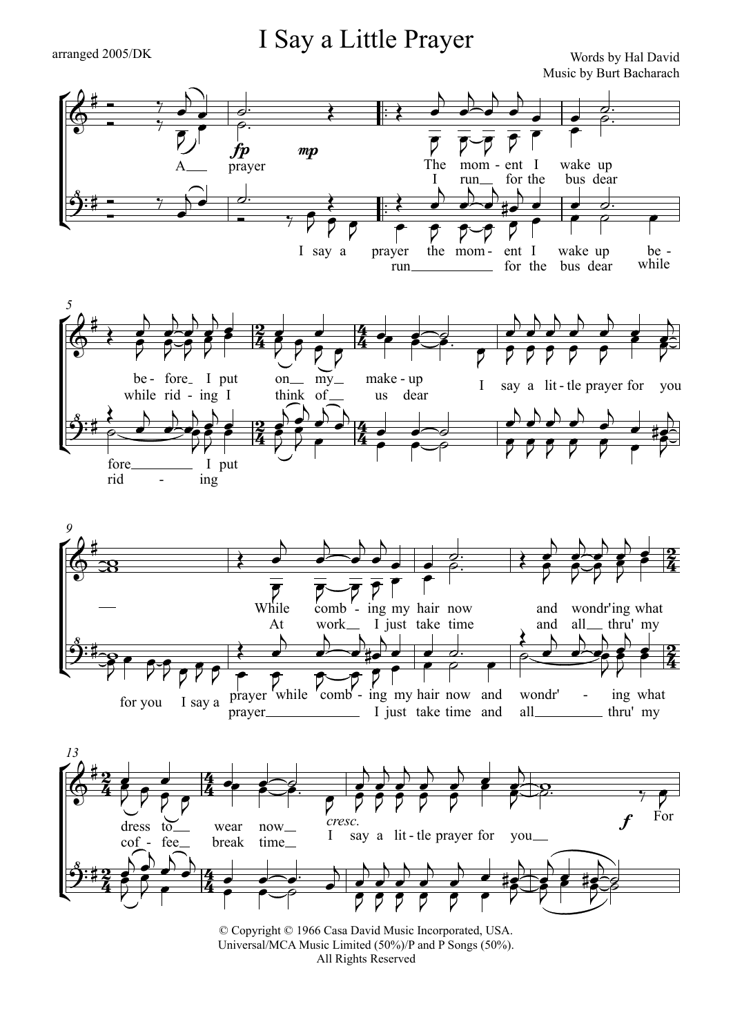# I Say a Little Prayer

arranged 2005/DK

Words by Hal David
Music by Burt Bacharach

© Copyright © 1966 Casa David Music Incorporated, USA.
Universal/MCA Music Limited (50%)/P and P Songs (50%).
All Rights Reserved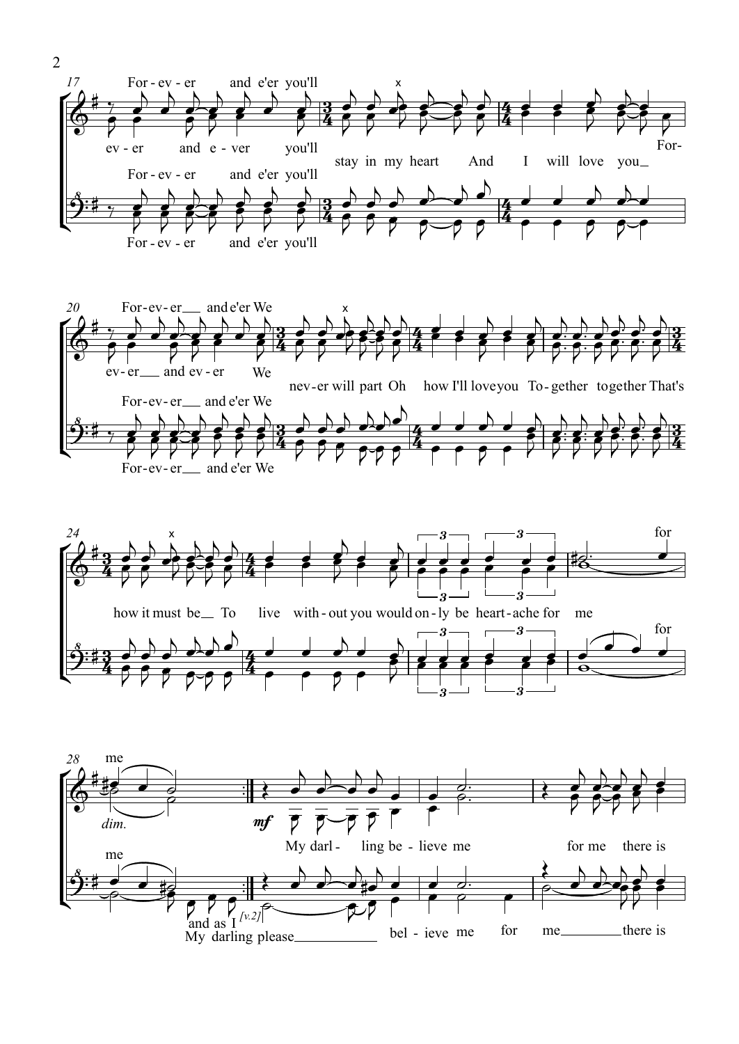17

For - ev - er and e'er you'll

ev - er and e - ver you'll

stay in my heart And I will love you For-

For - ev - er and e'er you'll

For - ev - er and e'er you'll

20

For-ev-er and e'er We

ev-er and ev-er We

nev-er will part Oh how I'll love you To-gether together That's

For-ev-er and e'er We

For-ev-er and e'er We

24

how it must be To live with-out you would on-ly be heart-ache for me

for

for

28

me

*dim.*

*mf*

My darl - ling be - lieve me for me there is

me

and as I [v.2]

My darling please bel - ieve me for me there is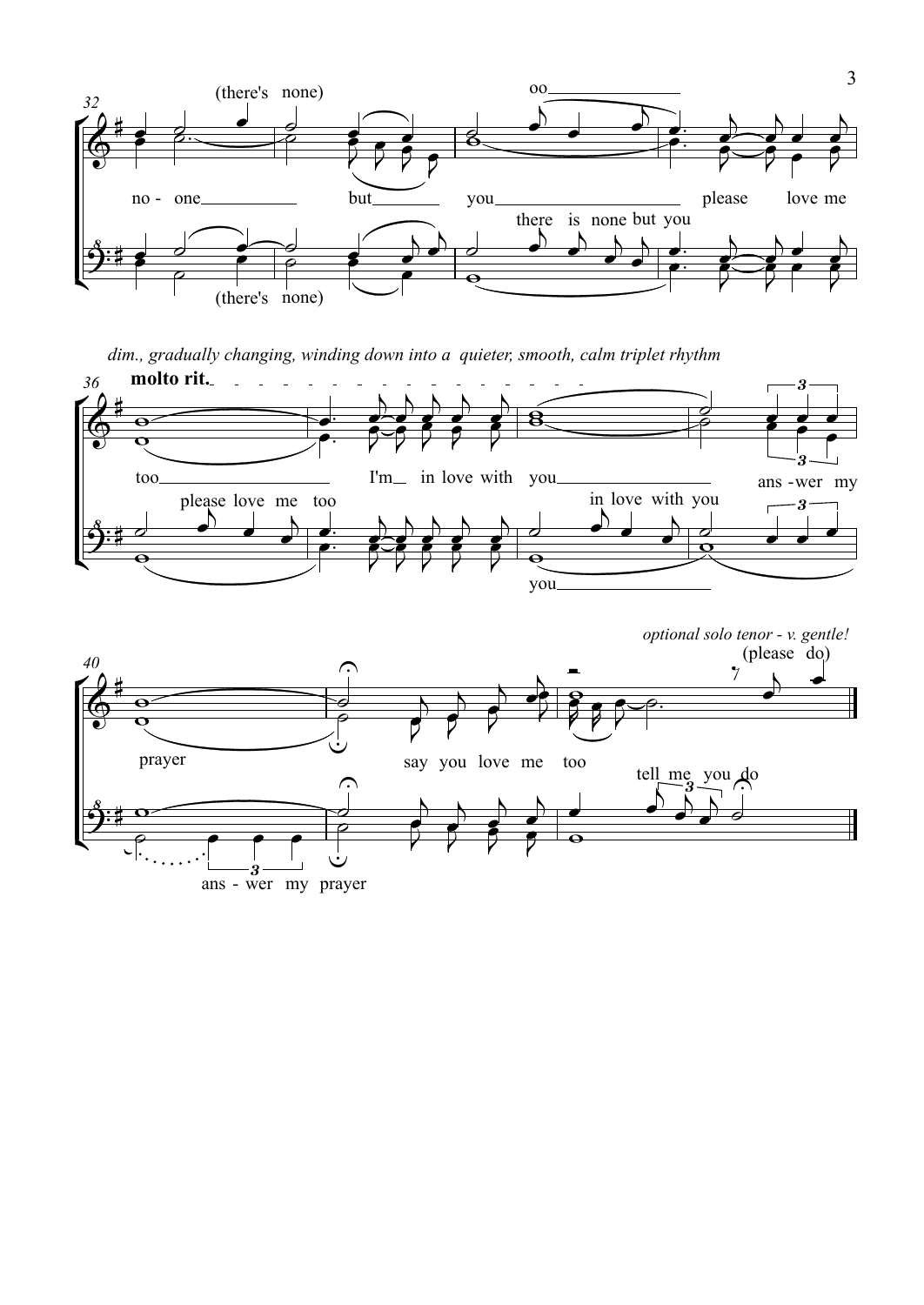(there's none)

oo

no - one but you please love me

there is none but you

(there's none)

*dim., gradually changing, winding down into a quieter, smooth, calm triplet rhythm*

**molto rit.**

too I'm in love with you ans - wer my

please love me too in love with you

you

*optional solo tenor - v. gentle!*

(please do)

prayer say you love me too

tell me you do

ans - wer my prayer